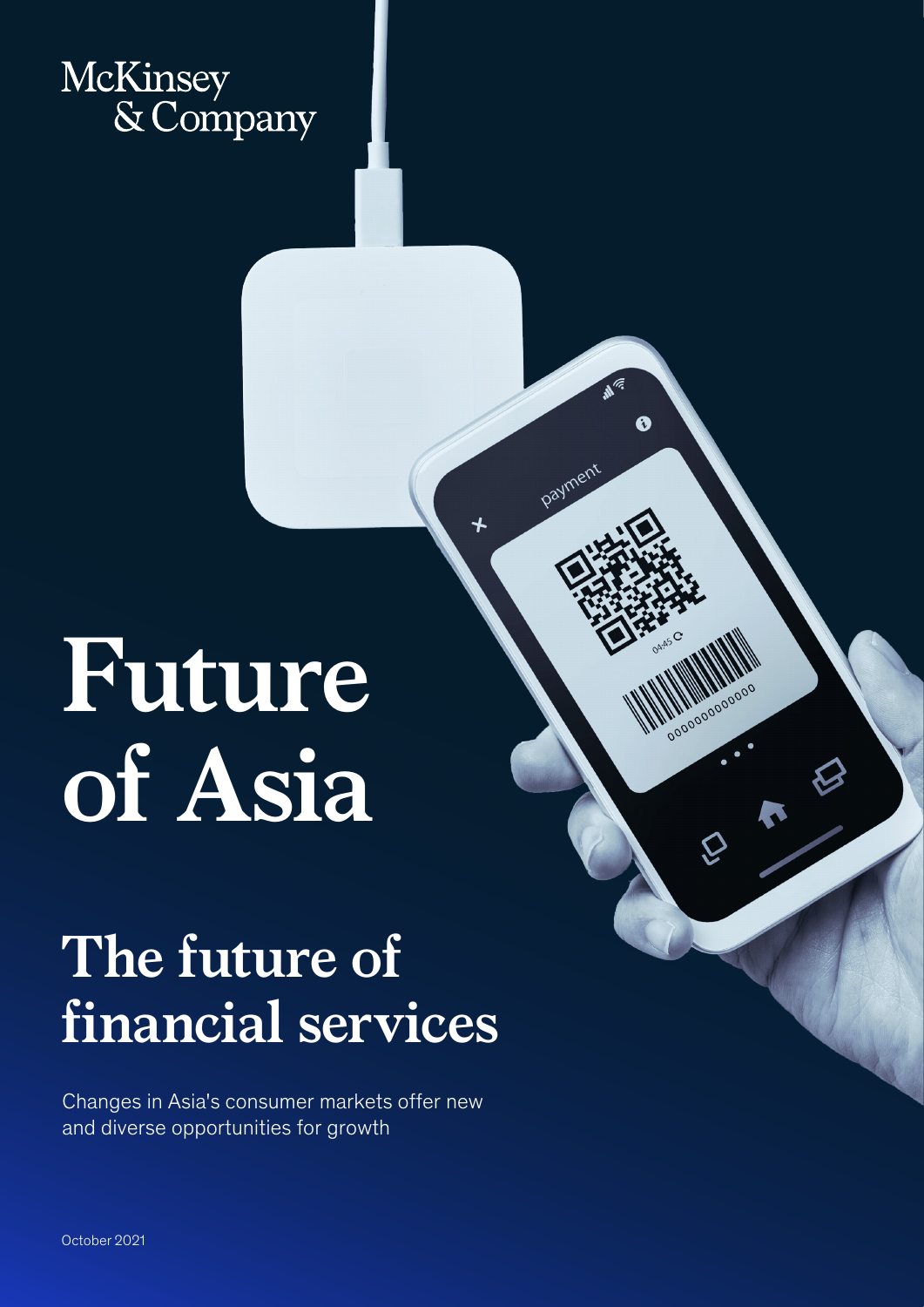McKinsey & Company

# Future of Asia

## The future of financial services

Changes in Asia's consumer markets offer new and diverse opportunities for growth

October 2021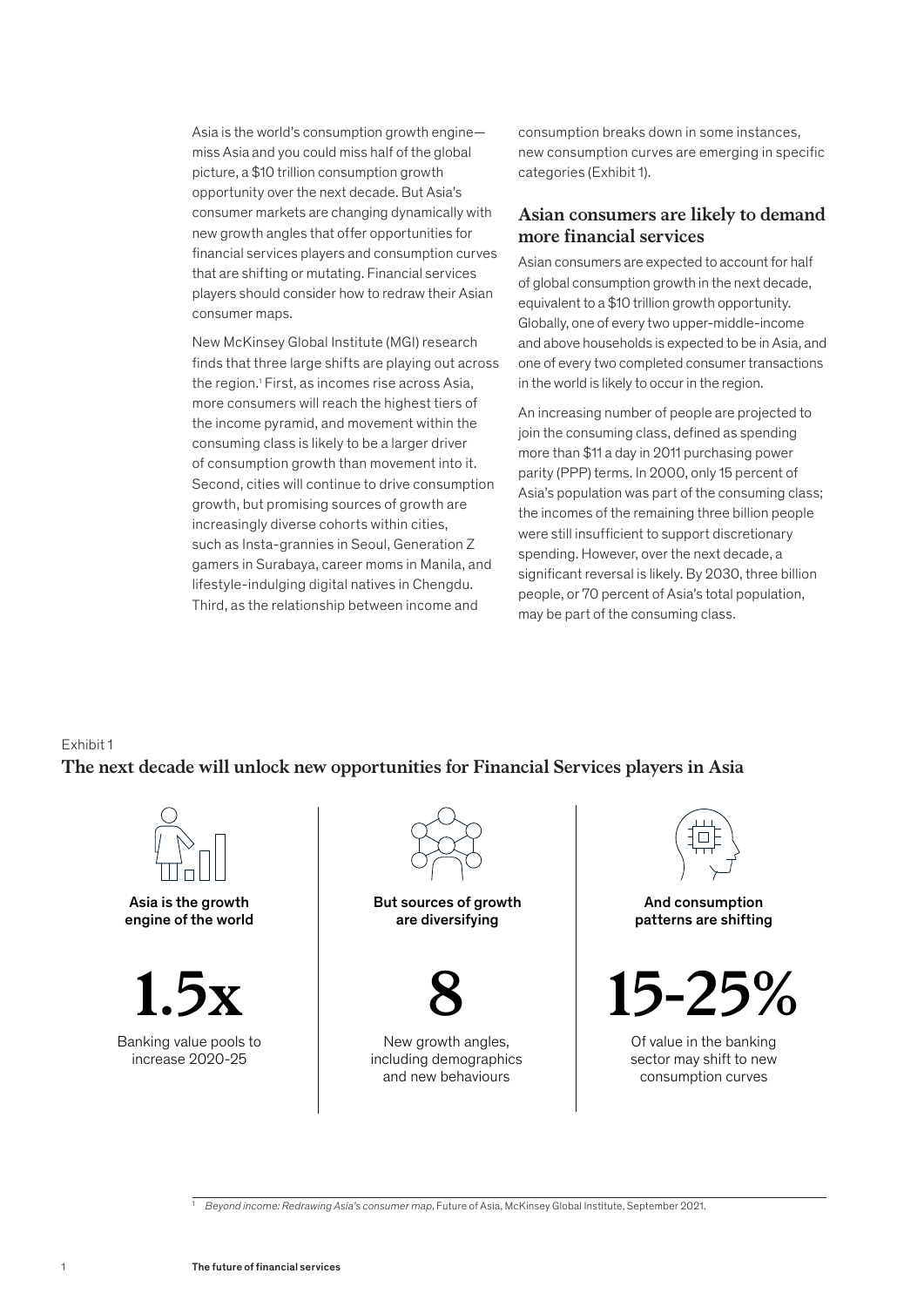Asia is the world's consumption growth engine—miss Asia and you could miss half of the global picture, a $10 trillion consumption growth opportunity over the next decade. But Asia's consumer markets are changing dynamically with new growth angles that offer opportunities for financial services players and consumption curves that are shifting or mutating. Financial services players should consider how to redraw their Asian consumer maps.

New McKinsey Global Institute (MGI) research finds that three large shifts are playing out across the region.[1] First, as incomes rise across Asia, more consumers will reach the highest tiers of the income pyramid, and movement within the consuming class is likely to be a larger driver of consumption growth than movement into it. Second, cities will continue to drive consumption growth, but promising sources of growth are increasingly diverse cohorts within cities, such as Insta-grannies in Seoul, Generation Z gamers in Surabaya, career moms in Manila, and lifestyle-indulging digital natives in Chengdu. Third, as the relationship between income and consumption breaks down in some instances, new consumption curves are emerging in specific categories (Exhibit 1).

## Asian consumers are likely to demand more financial services

Asian consumers are expected to account for half of global consumption growth in the next decade, equivalent to a $10 trillion growth opportunity. Globally, one of every two upper-middle-income and above households is expected to be in Asia, and one of every two completed consumer transactions in the world is likely to occur in the region.

An increasing number of people are projected to join the consuming class, defined as spending more than $11 a day in 2011 purchasing power parity (PPP) terms. In 2000, only 15 percent of Asia's population was part of the consuming class; the incomes of the remaining three billion people were still insufficient to support discretionary spending. However, over the next decade, a significant reversal is likely. By 2030, three billion people, or 70 percent of Asia's total population, may be part of the consuming class.

Exhibit 1

**The next decade will unlock new opportunities for Financial Services players in Asia**

**Asia is the growth engine of the world**

**1.5x**

Banking value pools to increase 2020-25

**But sources of growth are diversifying**

**8**

New growth angles, including demographics and new behaviours

**And consumption patterns are shifting**

**15-25%**

Of value in the banking sector may shift to new consumption curves

[1] *Beyond income: Redrawing Asia's consumer map*, Future of Asia, McKinsey Global Institute, September 2021.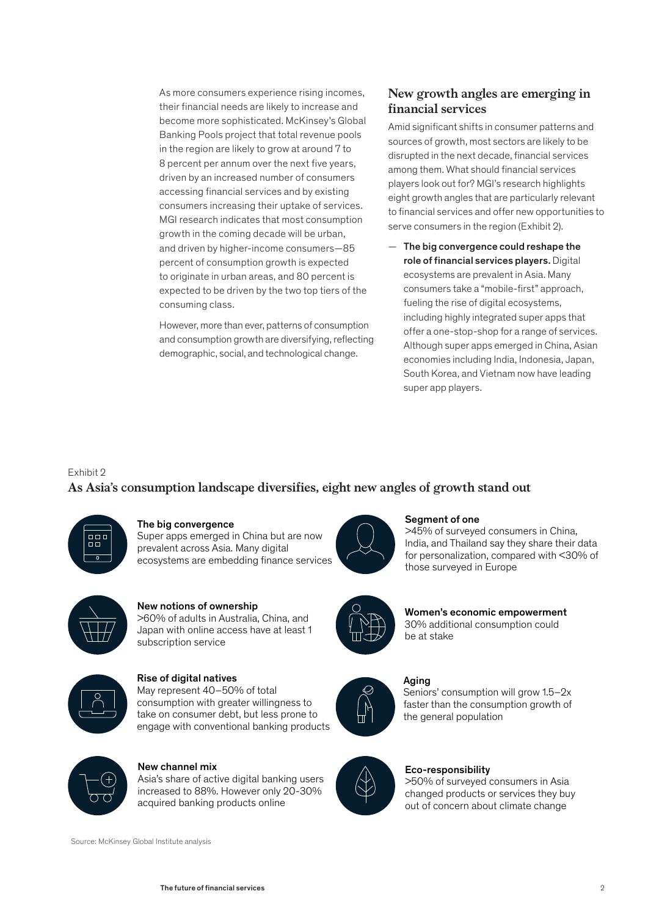As more consumers experience rising incomes, their financial needs are likely to increase and become more sophisticated. McKinsey's Global Banking Pools project that total revenue pools in the region are likely to grow at around 7 to 8 percent per annum over the next five years, driven by an increased number of consumers accessing financial services and by existing consumers increasing their uptake of services. MGI research indicates that most consumption growth in the coming decade will be urban, and driven by higher-income consumers—85 percent of consumption growth is expected to originate in urban areas, and 80 percent is expected to be driven by the two top tiers of the consuming class.

However, more than ever, patterns of consumption and consumption growth are diversifying, reflecting demographic, social, and technological change.

## New growth angles are emerging in financial services

Amid significant shifts in consumer patterns and sources of growth, most sectors are likely to be disrupted in the next decade, financial services among them. What should financial services players look out for? MGI's research highlights eight growth angles that are particularly relevant to financial services and offer new opportunities to serve consumers in the region (Exhibit 2).

— **The big convergence could reshape the role of financial services players.** Digital ecosystems are prevalent in Asia. Many consumers take a "mobile-first" approach, fueling the rise of digital ecosystems, including highly integrated super apps that offer a one-stop-shop for a range of services. Although super apps emerged in China, Asian economies including India, Indonesia, Japan, South Korea, and Vietnam now have leading super app players.

Exhibit 2

### As Asia's consumption landscape diversifies, eight new angles of growth stand out

**The big convergence**
Super apps emerged in China but are now prevalent across Asia. Many digital ecosystems are embedding finance services

**New notions of ownership**
>60% of adults in Australia, China, and Japan with online access have at least 1 subscription service

**Rise of digital natives**
May represent 40–50% of total consumption with greater willingness to take on consumer debt, but less prone to engage with conventional banking products

**New channel mix**
Asia's share of active digital banking users increased to 88%. However only 20-30% acquired banking products online

**Segment of one**
>45% of surveyed consumers in China, India, and Thailand say they share their data for personalization, compared with <30% of those surveyed in Europe

**Women's economic empowerment**
30% additional consumption could be at stake

**Aging**
Seniors' consumption will grow 1.5–2x faster than the consumption growth of the general population

**Eco-responsibility**
>50% of surveyed consumers in Asia changed products or services they buy out of concern about climate change

Source: McKinsey Global Institute analysis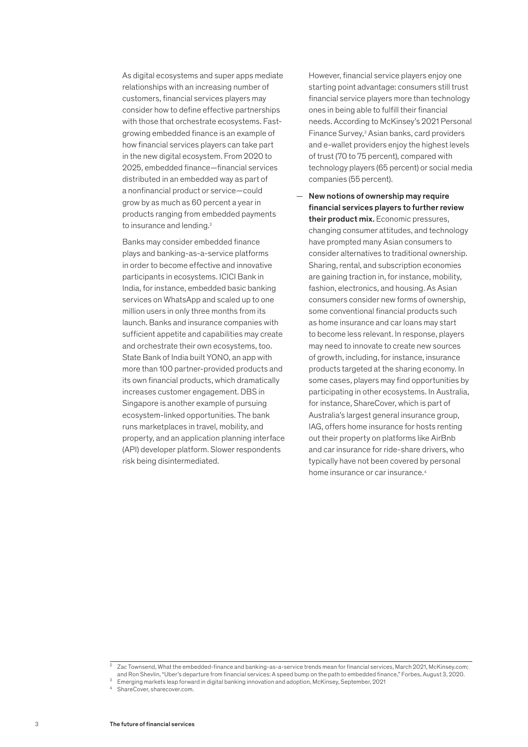As digital ecosystems and super apps mediate relationships with an increasing number of customers, financial services players may consider how to define effective partnerships with those that orchestrate ecosystems. Fast-growing embedded finance is an example of how financial services players can take part in the new digital ecosystem. From 2020 to 2025, embedded finance—financial services distributed in an embedded way as part of a nonfinancial product or service—could grow by as much as 60 percent a year in products ranging from embedded payments to insurance and lending.[2]

Banks may consider embedded finance plays and banking-as-a-service platforms in order to become effective and innovative participants in ecosystems. ICICI Bank in India, for instance, embedded basic banking services on WhatsApp and scaled up to one million users in only three months from its launch. Banks and insurance companies with sufficient appetite and capabilities may create and orchestrate their own ecosystems, too. State Bank of India built YONO, an app with more than 100 partner-provided products and its own financial products, which dramatically increases customer engagement. DBS in Singapore is another example of pursuing ecosystem-linked opportunities. The bank runs marketplaces in travel, mobility, and property, and an application planning interface (API) developer platform. Slower respondents risk being disintermediated.

However, financial service players enjoy one starting point advantage: consumers still trust financial service players more than technology ones in being able to fulfill their financial needs. According to McKinsey's 2021 Personal Finance Survey,[3] Asian banks, card providers and e-wallet providers enjoy the highest levels of trust (70 to 75 percent), compared with technology players (65 percent) or social media companies (55 percent).

— **New notions of ownership may require financial services players to further review their product mix.** Economic pressures, changing consumer attitudes, and technology have prompted many Asian consumers to consider alternatives to traditional ownership. Sharing, rental, and subscription economies are gaining traction in, for instance, mobility, fashion, electronics, and housing. As Asian consumers consider new forms of ownership, some conventional financial products such as home insurance and car loans may start to become less relevant. In response, players may need to innovate to create new sources of growth, including, for instance, insurance products targeted at the sharing economy. In some cases, players may find opportunities by participating in other ecosystems. In Australia, for instance, ShareCover, which is part of Australia's largest general insurance group, IAG, offers home insurance for hosts renting out their property on platforms like AirBnb and car insurance for ride-share drivers, who typically have not been covered by personal home insurance or car insurance.[4]

---

[2] Zac Townsend, What the embedded-finance and banking-as-a-service trends mean for financial services, March 2021, McKinsey.com; and Ron Shevlin, "Uber's departure from financial services: A speed bump on the path to embedded finance," Forbes, August 3, 2020.

[3] Emerging markets leap forward in digital banking innovation and adoption, McKinsey, September, 2021

[4] ShareCover, sharecover.com.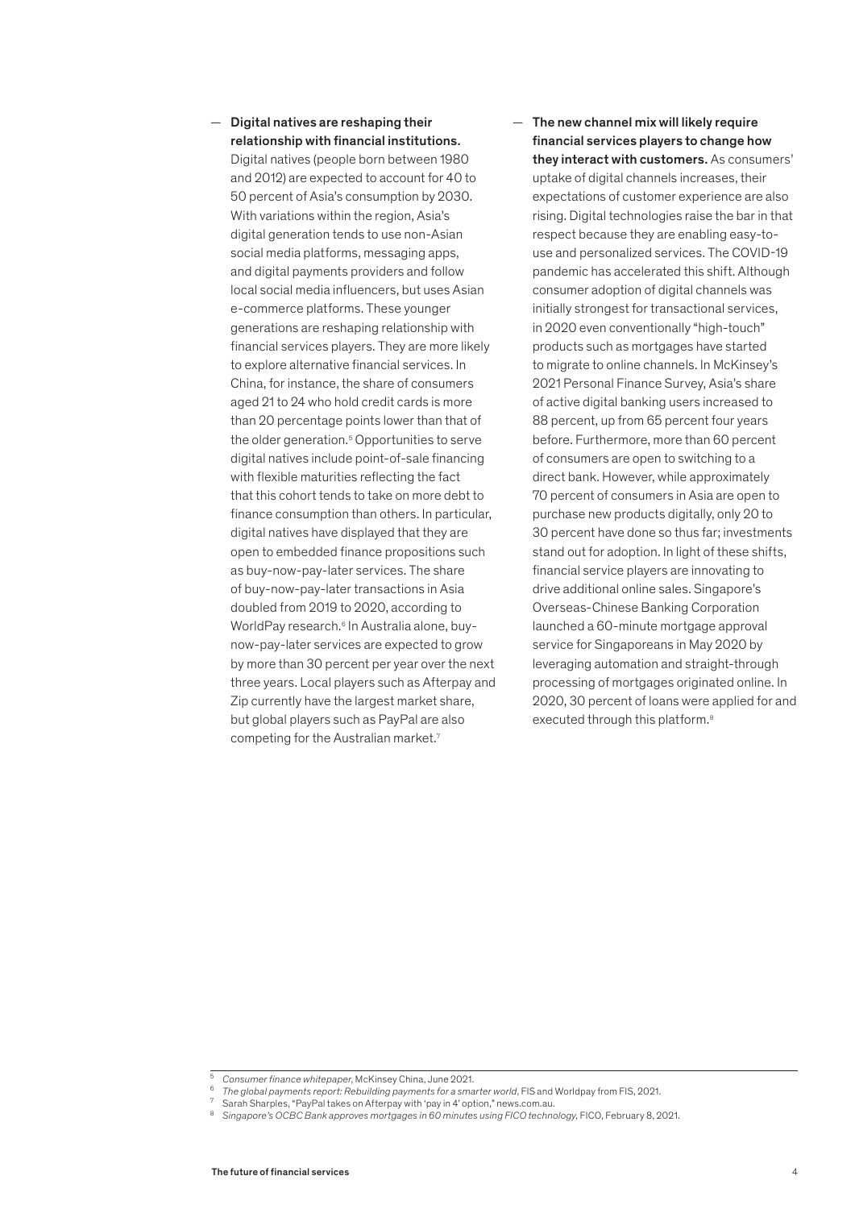- **Digital natives are reshaping their relationship with financial institutions.** Digital natives (people born between 1980 and 2012) are expected to account for 40 to 50 percent of Asia's consumption by 2030. With variations within the region, Asia's digital generation tends to use non-Asian social media platforms, messaging apps, and digital payments providers and follow local social media influencers, but uses Asian e-commerce platforms. These younger generations are reshaping relationship with financial services players. They are more likely to explore alternative financial services. In China, for instance, the share of consumers aged 21 to 24 who hold credit cards is more than 20 percentage points lower than that of the older generation.[5] Opportunities to serve digital natives include point-of-sale financing with flexible maturities reflecting the fact that this cohort tends to take on more debt to finance consumption than others. In particular, digital natives have displayed that they are open to embedded finance propositions such as buy-now-pay-later services. The share of buy-now-pay-later transactions in Asia doubled from 2019 to 2020, according to WorldPay research.[6] In Australia alone, buy-now-pay-later services are expected to grow by more than 30 percent per year over the next three years. Local players such as Afterpay and Zip currently have the largest market share, but global players such as PayPal are also competing for the Australian market.[7]

- **The new channel mix will likely require financial services players to change how they interact with customers.** As consumers' uptake of digital channels increases, their expectations of customer experience are also rising. Digital technologies raise the bar in that respect because they are enabling easy-to-use and personalized services. The COVID-19 pandemic has accelerated this shift. Although consumer adoption of digital channels was initially strongest for transactional services, in 2020 even conventionally "high-touch" products such as mortgages have started to migrate to online channels. In McKinsey's 2021 Personal Finance Survey, Asia's share of active digital banking users increased to 88 percent, up from 65 percent four years before. Furthermore, more than 60 percent of consumers are open to switching to a direct bank. However, while approximately 70 percent of consumers in Asia are open to purchase new products digitally, only 20 to 30 percent have done so thus far; investments stand out for adoption. In light of these shifts, financial service players are innovating to drive additional online sales. Singapore's Overseas-Chinese Banking Corporation launched a 60-minute mortgage approval service for Singaporeans in May 2020 by leveraging automation and straight-through processing of mortgages originated online. In 2020, 30 percent of loans were applied for and executed through this platform.[8]

---

[5] *Consumer finance whitepaper*, McKinsey China, June 2021.

[6] *The global payments report: Rebuilding payments for a smarter world*, FIS and Worldpay from FIS, 2021.

[7] Sarah Sharples, "PayPal takes on Afterpay with 'pay in 4' option," news.com.au.

[8] *Singapore's OCBC Bank approves mortgages in 60 minutes using FICO technology*, FICO, February 8, 2021.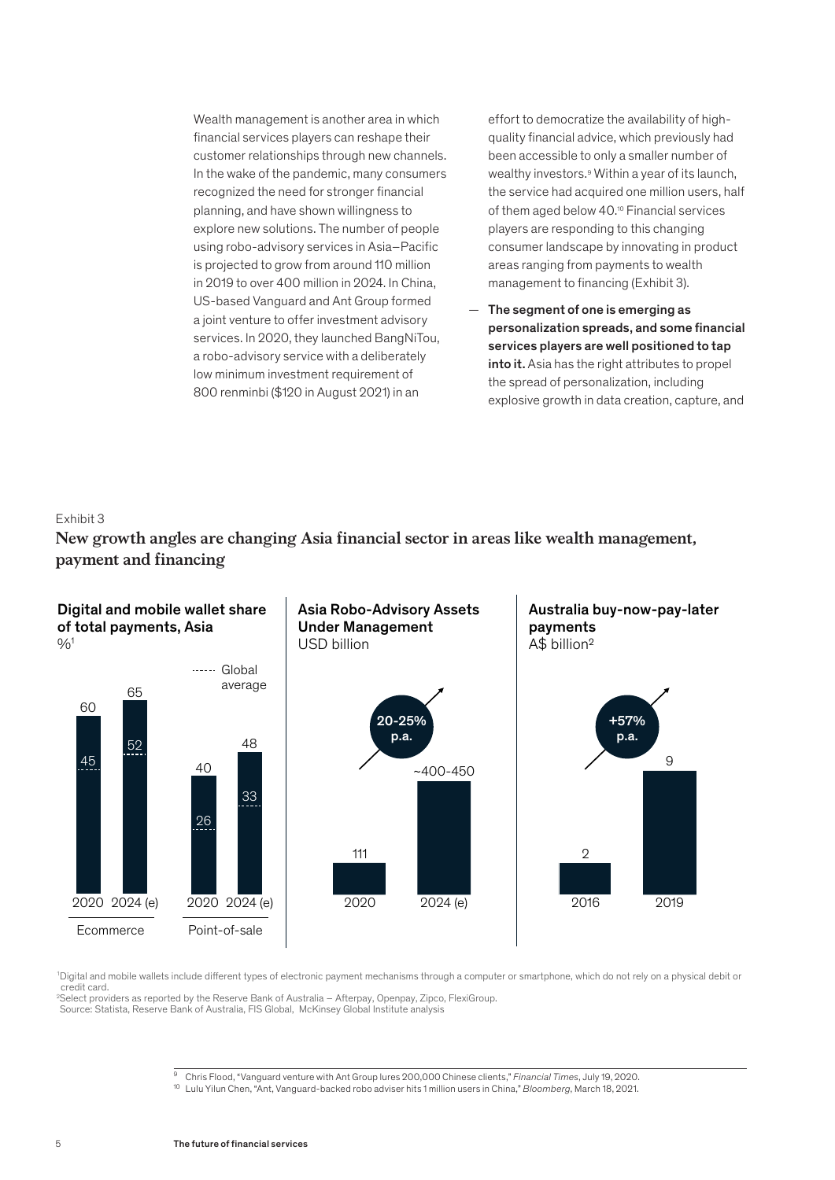Wealth management is another area in which financial services players can reshape their customer relationships through new channels. In the wake of the pandemic, many consumers recognized the need for stronger financial planning, and have shown willingness to explore new solutions. The number of people using robo-advisory services in Asia–Pacific is projected to grow from around 110 million in 2019 to over 400 million in 2024. In China, US-based Vanguard and Ant Group formed a joint venture to offer investment advisory services. In 2020, they launched BangNiTou, a robo-advisory service with a deliberately low minimum investment requirement of 800 renminbi ($120 in August 2021) in an effort to democratize the availability of high-quality financial advice, which previously had been accessible to only a smaller number of wealthy investors.[9] Within a year of its launch, the service had acquired one million users, half of them aged below 40.[10] Financial services players are responding to this changing consumer landscape by innovating in product areas ranging from payments to wealth management to financing (Exhibit 3).

— **The segment of one is emerging as personalization spreads, and some financial services players are well positioned to tap into it.** Asia has the right attributes to propel the spread of personalization, including explosive growth in data creation, capture, and

Exhibit 3

## New growth angles are changing Asia financial sector in areas like wealth management, payment and financing

**Digital and mobile wallet share of total payments, Asia**
%[1]

| | Ecommerce 2020 | Ecommerce 2024 (e) | Point-of-sale 2020 | Point-of-sale 2024 (e) |
|---|---|---|---|---|
| Asia | 60 | 65 | 40 | 48 |
| Global average | 45 | 52 | 26 | 33 |

**Asia Robo-Advisory Assets Under Management**
USD billion

| 2020 | 2024 (e) |
|---|---|
| 111 | ~400-450 |

20-25% p.a.

**Australia buy-now-pay-later payments**
A$ billion[2]

| 2016 | 2019 |
|---|---|
| 2 | 9 |

+57% p.a.

[1]Digital and mobile wallets include different types of electronic payment mechanisms through a computer or smartphone, which do not rely on a physical debit or credit card.
[2]Select providers as reported by the Reserve Bank of Australia – Afterpay, Openpay, Zipco, FlexiGroup.
Source: Statista, Reserve Bank of Australia, FIS Global, McKinsey Global Institute analysis

[9] Chris Flood, "Vanguard venture with Ant Group lures 200,000 Chinese clients," *Financial Times*, July 19, 2020.
[10] Lulu Yilun Chen, "Ant, Vanguard-backed robo adviser hits 1 million users in China," *Bloomberg*, March 18, 2021.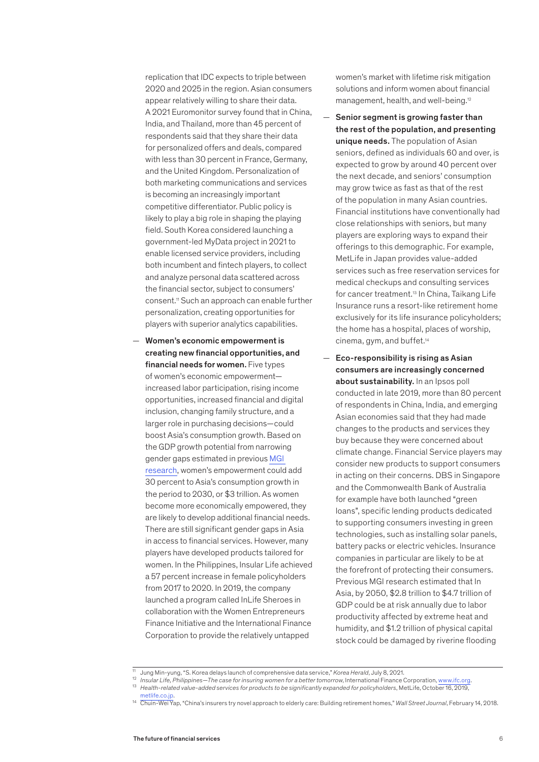replication that IDC expects to triple between 2020 and 2025 in the region. Asian consumers appear relatively willing to share their data. A 2021 Euromonitor survey found that in China, India, and Thailand, more than 45 percent of respondents said that they share their data for personalized offers and deals, compared with less than 30 percent in France, Germany, and the United Kingdom. Personalization of both marketing communications and services is becoming an increasingly important competitive differentiator. Public policy is likely to play a big role in shaping the playing field. South Korea considered launching a government-led MyData project in 2021 to enable licensed service providers, including both incumbent and fintech players, to collect and analyze personal data scattered across the financial sector, subject to consumers' consent.[11] Such an approach can enable further personalization, creating opportunities for players with superior analytics capabilities.

— **Women's economic empowerment is creating new financial opportunities, and financial needs for women.** Five types of women's economic empowerment—increased labor participation, rising income opportunities, increased financial and digital inclusion, changing family structure, and a larger role in purchasing decisions—could boost Asia's consumption growth. Based on the GDP growth potential from narrowing gender gaps estimated in previous MGI research, women's empowerment could add 30 percent to Asia's consumption growth in the period to 2030, or $3 trillion. As women become more economically empowered, they are likely to develop additional financial needs. There are still significant gender gaps in Asia in access to financial services. However, many players have developed products tailored for women. In the Philippines, Insular Life achieved a 57 percent increase in female policyholders from 2017 to 2020. In 2019, the company launched a program called InLife Sheroes in collaboration with the Women Entrepreneurs Finance Initiative and the International Finance Corporation to provide the relatively untapped women's market with lifetime risk mitigation solutions and inform women about financial management, health, and well-being.[12]

— **Senior segment is growing faster than the rest of the population, and presenting unique needs.** The population of Asian seniors, defined as individuals 60 and over, is expected to grow by around 40 percent over the next decade, and seniors' consumption may grow twice as fast as that of the rest of the population in many Asian countries. Financial institutions have conventionally had close relationships with seniors, but many players are exploring ways to expand their offerings to this demographic. For example, MetLife in Japan provides value-added services such as free reservation services for medical checkups and consulting services for cancer treatment.[13] In China, Taikang Life Insurance runs a resort-like retirement home exclusively for its life insurance policyholders; the home has a hospital, places of worship, cinema, gym, and buffet.[14]

— **Eco-responsibility is rising as Asian consumers are increasingly concerned about sustainability.** In an Ipsos poll conducted in late 2019, more than 80 percent of respondents in China, India, and emerging Asian economies said that they had made changes to the products and services they buy because they were concerned about climate change. Financial Service players may consider new products to support consumers in acting on their concerns. DBS in Singapore and the Commonwealth Bank of Australia for example have both launched "green loans", specific lending products dedicated to supporting consumers investing in green technologies, such as installing solar panels, battery packs or electric vehicles. Insurance companies in particular are likely to be at the forefront of protecting their consumers. Previous MGI research estimated that In Asia, by 2050, $2.8 trillion to $4.7 trillion of GDP could be at risk annually due to labor productivity affected by extreme heat and humidity, and $1.2 trillion of physical capital stock could be damaged by riverine flooding

---

[11] Jung Min-yung, "S. Korea delays launch of comprehensive data service," *Korea Herald*, July 8, 2021.

[12] *Insular Life, Philippines—The case for insuring women for a better tomorrow*, International Finance Corporation, www.ifc.org.

[13] *Health-related value-added services for products to be significantly expanded for policyholders*, MetLife, October 16, 2019, metlife.co.jp.

[14] Chuin-Wei Yap, "China's insurers try novel approach to elderly care: Building retirement homes," *Wall Street Journal*, February 14, 2018.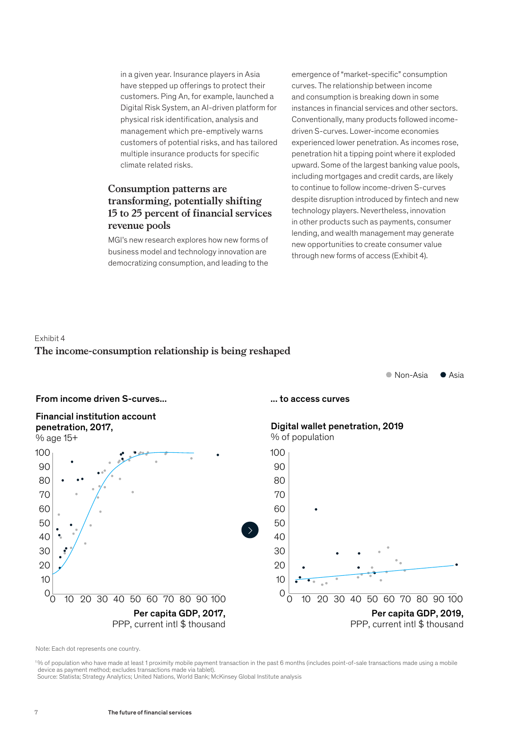in a given year. Insurance players in Asia have stepped up offerings to protect their customers. Ping An, for example, launched a Digital Risk System, an AI-driven platform for physical risk identification, analysis and management which pre-emptively warns customers of potential risks, and has tailored multiple insurance products for specific climate related risks.

## Consumption patterns are transforming, potentially shifting 15 to 25 percent of financial services revenue pools

MGI's new research explores how new forms of business model and technology innovation are democratizing consumption, and leading to the emergence of "market-specific" consumption curves. The relationship between income and consumption is breaking down in some instances in financial services and other sectors. Conventionally, many products followed income-driven S-curves. Lower-income economies experienced lower penetration. As incomes rose, penetration hit a tipping point where it exploded upward. Some of the largest banking value pools, including mortgages and credit cards, are likely to continue to follow income-driven S-curves despite disruption introduced by fintech and new technology players. Nevertheless, innovation in other products such as payments, consumer lending, and wealth management may generate new opportunities to create consumer value through new forms of access (Exhibit 4).

Exhibit 4

**The income-consumption relationship is being reshaped**

Non-Asia | Asia

**From income driven S-curves...**

**Financial institution account penetration, 2017,**
% age 15+

Per capita GDP, 2017, PPP, current intl $ thousand

**... to access curves**

**Digital wallet penetration, 2019**
% of population

Per capita GDP, 2019, PPP, current intl $ thousand

Note: Each dot represents one country.

[1]% of population who have made at least 1 proximity mobile payment transaction in the past 6 months (includes point-of-sale transactions made using a mobile device as payment method; excludes transactions made via tablet).
Source: Statista; Strategy Analytics; United Nations, World Bank; McKinsey Global Institute analysis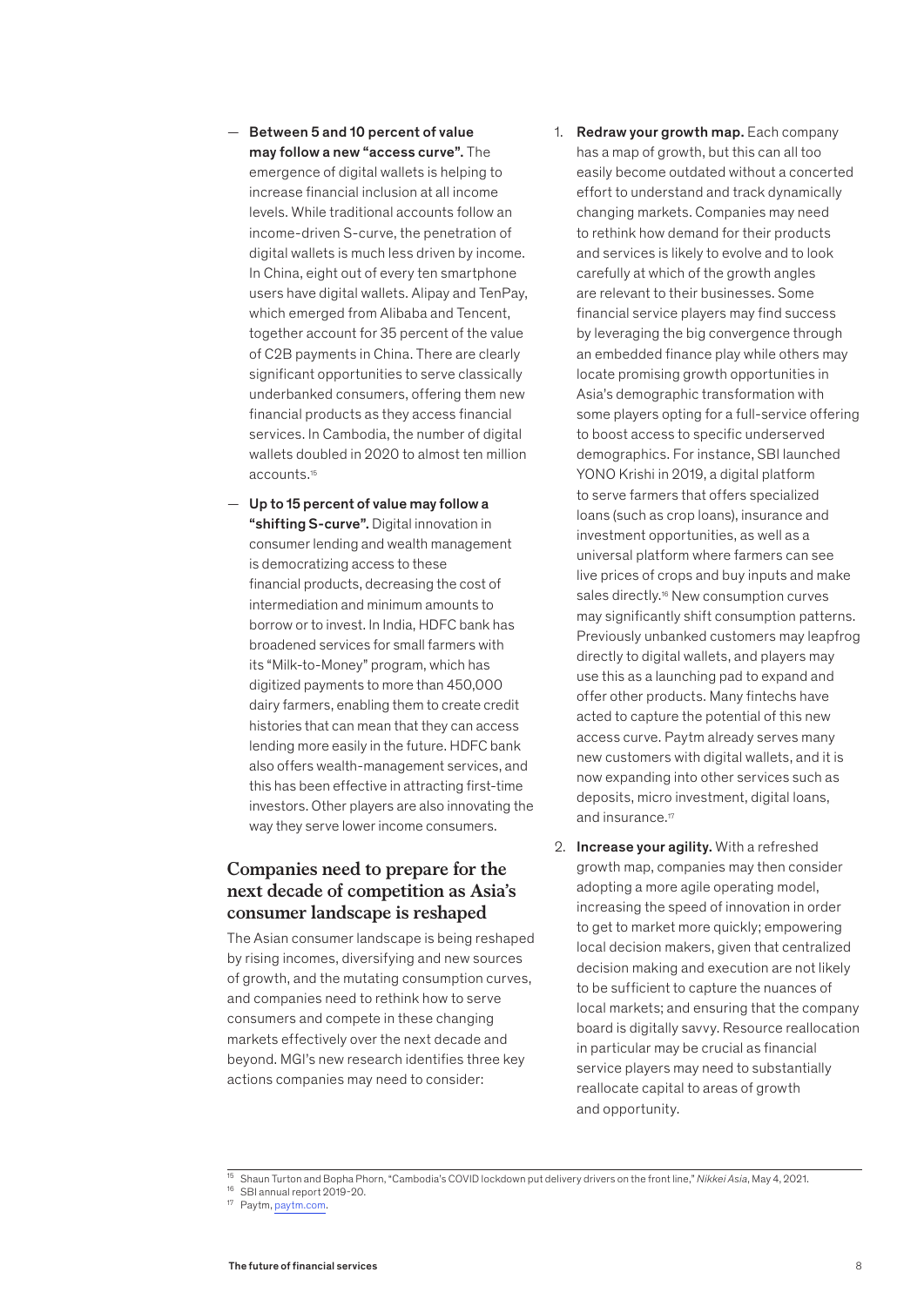- **Between 5 and 10 percent of value may follow a new "access curve".** The emergence of digital wallets is helping to increase financial inclusion at all income levels. While traditional accounts follow an income-driven S-curve, the penetration of digital wallets is much less driven by income. In China, eight out of every ten smartphone users have digital wallets. Alipay and TenPay, which emerged from Alibaba and Tencent, together account for 35 percent of the value of C2B payments in China. There are clearly significant opportunities to serve classically underbanked consumers, offering them new financial products as they access financial services. In Cambodia, the number of digital wallets doubled in 2020 to almost ten million accounts.[15]

- **Up to 15 percent of value may follow a "shifting S-curve".** Digital innovation in consumer lending and wealth management is democratizing access to these financial products, decreasing the cost of intermediation and minimum amounts to borrow or to invest. In India, HDFC bank has broadened services for small farmers with its "Milk-to-Money" program, which has digitized payments to more than 450,000 dairy farmers, enabling them to create credit histories that can mean that they can access lending more easily in the future. HDFC bank also offers wealth-management services, and this has been effective in attracting first-time investors. Other players are also innovating the way they serve lower income consumers.

## Companies need to prepare for the next decade of competition as Asia's consumer landscape is reshaped

The Asian consumer landscape is being reshaped by rising incomes, diversifying and new sources of growth, and the mutating consumption curves, and companies need to rethink how to serve consumers and compete in these changing markets effectively over the next decade and beyond. MGI's new research identifies three key actions companies may need to consider:

1. **Redraw your growth map.** Each company has a map of growth, but this can all too easily become outdated without a concerted effort to understand and track dynamically changing markets. Companies may need to rethink how demand for their products and services is likely to evolve and to look carefully at which of the growth angles are relevant to their businesses. Some financial service players may find success by leveraging the big convergence through an embedded finance play while others may locate promising growth opportunities in Asia's demographic transformation with some players opting for a full-service offering to boost access to specific underserved demographics. For instance, SBI launched YONO Krishi in 2019, a digital platform to serve farmers that offers specialized loans (such as crop loans), insurance and investment opportunities, as well as a universal platform where farmers can see live prices of crops and buy inputs and make sales directly.[16] New consumption curves may significantly shift consumption patterns. Previously unbanked customers may leapfrog directly to digital wallets, and players may use this as a launching pad to expand and offer other products. Many fintechs have acted to capture the potential of this new access curve. Paytm already serves many new customers with digital wallets, and it is now expanding into other services such as deposits, micro investment, digital loans, and insurance.[17]

2. **Increase your agility.** With a refreshed growth map, companies may then consider adopting a more agile operating model, increasing the speed of innovation in order to get to market more quickly; empowering local decision makers, given that centralized decision making and execution are not likely to be sufficient to capture the nuances of local markets; and ensuring that the company board is digitally savvy. Resource reallocation in particular may be crucial as financial service players may need to substantially reallocate capital to areas of growth and opportunity.

---

[15] Shaun Turton and Bopha Phorn, "Cambodia's COVID lockdown put delivery drivers on the front line," *Nikkei Asia*, May 4, 2021.

[16] SBI annual report 2019-20.

[17] Paytm, paytm.com.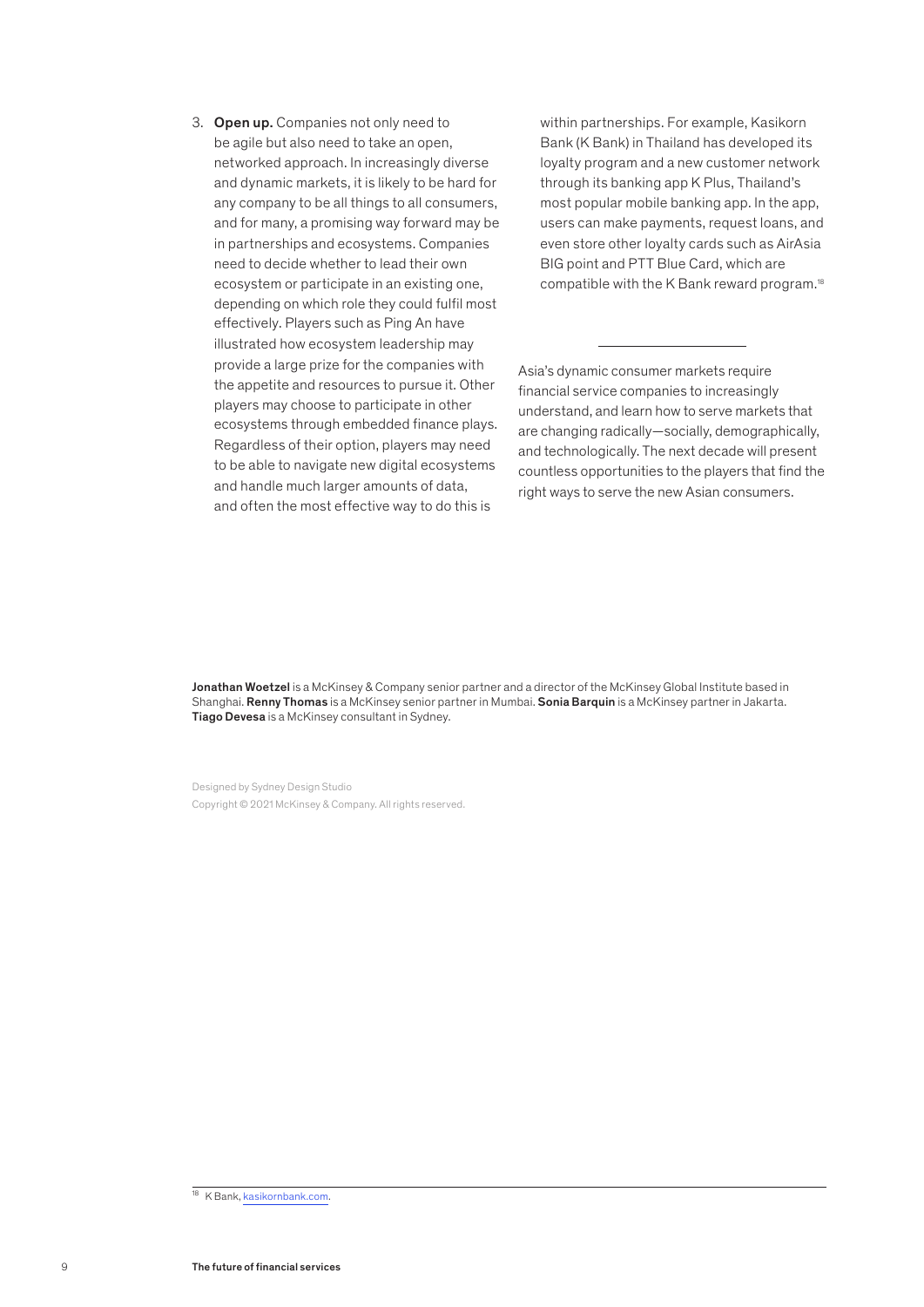3. **Open up.** Companies not only need to be agile but also need to take an open, networked approach. In increasingly diverse and dynamic markets, it is likely to be hard for any company to be all things to all consumers, and for many, a promising way forward may be in partnerships and ecosystems. Companies need to decide whether to lead their own ecosystem or participate in an existing one, depending on which role they could fulfil most effectively. Players such as Ping An have illustrated how ecosystem leadership may provide a large prize for the companies with the appetite and resources to pursue it. Other players may choose to participate in other ecosystems through embedded finance plays. Regardless of their option, players may need to be able to navigate new digital ecosystems and handle much larger amounts of data, and often the most effective way to do this is within partnerships. For example, Kasikorn Bank (K Bank) in Thailand has developed its loyalty program and a new customer network through its banking app K Plus, Thailand's most popular mobile banking app. In the app, users can make payments, request loans, and even store other loyalty cards such as AirAsia BIG point and PTT Blue Card, which are compatible with the K Bank reward program.[18]

---

Asia's dynamic consumer markets require financial service companies to increasingly understand, and learn how to serve markets that are changing radically—socially, demographically, and technologically. The next decade will present countless opportunities to the players that find the right ways to serve the new Asian consumers.

**Jonathan Woetzel** is a McKinsey & Company senior partner and a director of the McKinsey Global Institute based in Shanghai. **Renny Thomas** is a McKinsey senior partner in Mumbai. **Sonia Barquin** is a McKinsey partner in Jakarta. **Tiago Devesa** is a McKinsey consultant in Sydney.

Designed by Sydney Design Studio
Copyright © 2021 McKinsey & Company. All rights reserved.

[18] K Bank, kasikornbank.com.